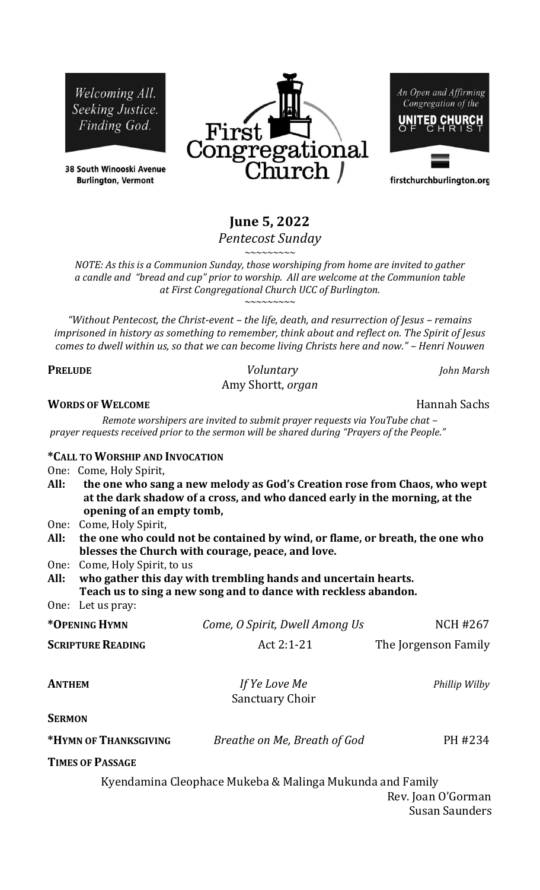Welcoming All. Seeking Justice. Finding God.

38 South Winooski Avenue
Burlington, Vermont

First Congregational Church

An Open and Affirming Congregation of the UNITED CHURCH OF CHRIST

firstchurchburlington.org

# June 5, 2022

*Pentecost Sunday*

~~~~~~~~~

*NOTE: As this is a Communion Sunday, those worshiping from home are invited to gather a candle and "bread and cup" prior to worship. All are welcome at the Communion table at First Congregational Church UCC of Burlington.*

~~~~~~~~~

*"Without Pentecost, the Christ-event – the life, death, and resurrection of Jesus – remains imprisoned in history as something to remember, think about and reflect on. The Spirit of Jesus comes to dwell within us, so that we can become living Christs here and now." – Henri Nouwen*

**PRELUDE** *Voluntary* *John Marsh*
Amy Shortt, *organ*

**WORDS OF WELCOME** Hannah Sachs

*Remote worshipers are invited to submit prayer requests via YouTube chat – prayer requests received prior to the sermon will be shared during "Prayers of the People."*

**\*CALL TO WORSHIP AND INVOCATION**

One: Come, Holy Spirit,
**All: the one who sang a new melody as God's Creation rose from Chaos, who wept at the dark shadow of a cross, and who danced early in the morning, at the opening of an empty tomb,**
One: Come, Holy Spirit,
**All: the one who could not be contained by wind, or flame, or breath, the one who blesses the Church with courage, peace, and love.**
One: Come, Holy Spirit, to us
**All: who gather this day with trembling hands and uncertain hearts. Teach us to sing a new song and to dance with reckless abandon.**
One: Let us pray:

**\*OPENING HYMN** *Come, O Spirit, Dwell Among Us* NCH #267

**SCRIPTURE READING** Act 2:1-21 The Jorgenson Family

**ANTHEM** *If Ye Love Me* *Phillip Wilby*
Sanctuary Choir

**SERMON**

**\*HYMN OF THANKSGIVING** *Breathe on Me, Breath of God* PH #234

**TIMES OF PASSAGE**

Kyendamina Cleophace Mukeba & Malinga Mukunda and Family
Rev. Joan O'Gorman
Susan Saunders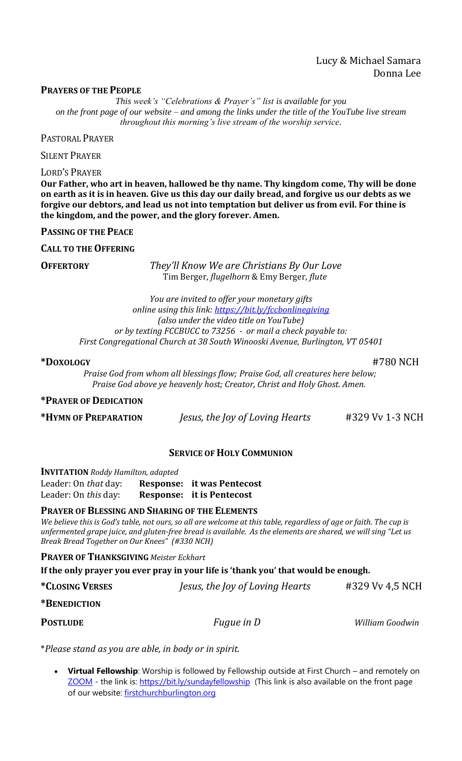Lucy & Michael Samara
Donna Lee

**PRAYERS OF THE PEOPLE**

*This week's "Celebrations & Prayer's" list is available for you on the front page of our website – and among the links under the title of the YouTube live stream throughout this morning's live stream of the worship service*.

PASTORAL PRAYER

SILENT PRAYER

LORD'S PRAYER

**Our Father, who art in heaven, hallowed be thy name. Thy kingdom come, Thy will be done on earth as it is in heaven. Give us this day our daily bread, and forgive us our debts as we forgive our debtors, and lead us not into temptation but deliver us from evil. For thine is the kingdom, and the power, and the glory forever. Amen.**

**PASSING OF THE PEACE**

**CALL TO THE OFFERING**

**OFFERTORY** *They'll Know We are Christians By Our Love*
Tim Berger, *flugelhorn* & Emy Berger, *flute*

*You are invited to offer your monetary gifts online using this link: https://bit.ly/fccbonlinegiving (also under the video title on YouTube) or by texting FCCBUCC to 73256 - or mail a check payable to: First Congregational Church at 38 South Winooski Avenue, Burlington, VT 05401*

**\*DOXOLOGY** #780 NCH

*Praise God from whom all blessings flow; Praise God, all creatures here below; Praise God above ye heavenly host; Creator, Christ and Holy Ghost. Amen.*

**\*PRAYER OF DEDICATION**

**\*HYMN OF PREPARATION** *Jesus, the Joy of Loving Hearts* #329 Vv 1-3 NCH

## SERVICE OF HOLY COMMUNION

**INVITATION** *Roddy Hamilton, adapted*

Leader: On *that* day: **Response: it was Pentecost**
Leader: On *this* day: **Response: it is Pentecost**

**PRAYER OF BLESSING AND SHARING OF THE ELEMENTS**

*We believe this is God's table, not ours, so all are welcome at this table, regardless of age or faith. The cup is unfermented grape juice, and gluten-free bread is available. As the elements are shared, we will sing "Let us Break Bread Together on Our Knees" (#330 NCH)*

**PRAYER OF THANKSGIVING** *Meister Eckhart*

**If the only prayer you ever pray in your life is 'thank you' that would be enough.**

**\*CLOSING VERSES** *Jesus, the Joy of Loving Hearts* #329 Vv 4,5 NCH

**\*BENEDICTION**

**POSTLUDE** *Fugue in D* *William Goodwin*

\**Please stand as you are able, in body or in spirit.*

- **Virtual Fellowship**: Worship is followed by Fellowship outside at First Church – and remotely on ZOOM - the link is: https://bit.ly/sundayfellowship (This link is also available on the front page of our website: firstchurchburlington.org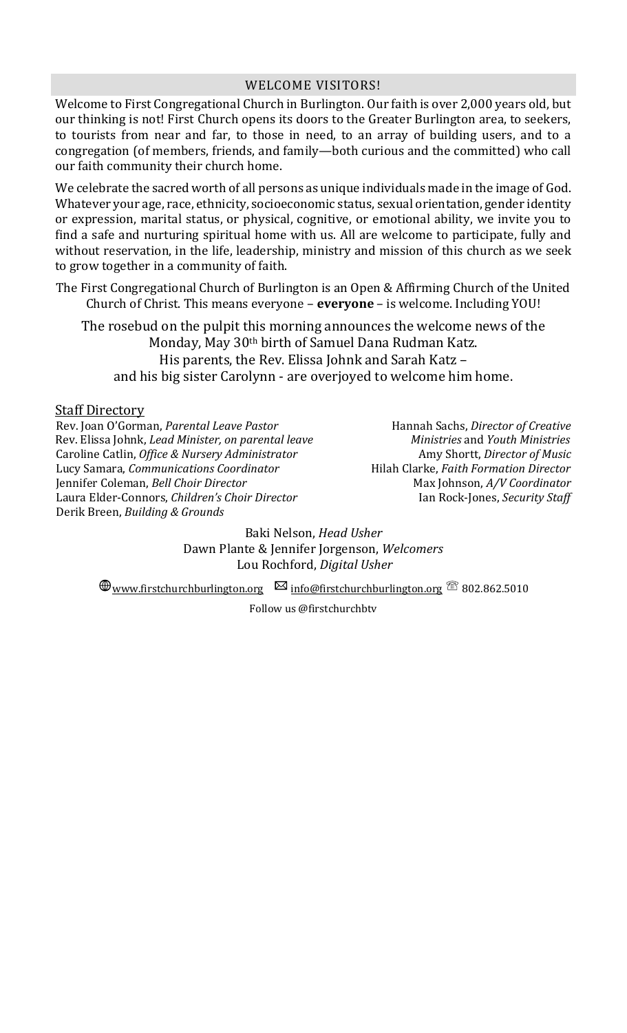## WELCOME VISITORS!

Welcome to First Congregational Church in Burlington. Our faith is over 2,000 years old, but our thinking is not! First Church opens its doors to the Greater Burlington area, to seekers, to tourists from near and far, to those in need, to an array of building users, and to a congregation (of members, friends, and family—both curious and the committed) who call our faith community their church home.

We celebrate the sacred worth of all persons as unique individuals made in the image of God. Whatever your age, race, ethnicity, socioeconomic status, sexual orientation, gender identity or expression, marital status, or physical, cognitive, or emotional ability, we invite you to find a safe and nurturing spiritual home with us. All are welcome to participate, fully and without reservation, in the life, leadership, ministry and mission of this church as we seek to grow together in a community of faith.

The First Congregational Church of Burlington is an Open & Affirming Church of the United Church of Christ. This means everyone – **everyone** – is welcome. Including YOU!

The rosebud on the pulpit this morning announces the welcome news of the Monday, May 30th birth of Samuel Dana Rudman Katz.
His parents, the Rev. Elissa Johnk and Sarah Katz –
and his big sister Carolynn - are overjoyed to welcome him home.

Staff Directory

Rev. Joan O'Gorman, *Parental Leave Pastor*
Rev. Elissa Johnk, *Lead Minister, on parental leave*
Caroline Catlin, *Office & Nursery Administrator*
Lucy Samara, *Communications Coordinator*
Jennifer Coleman, *Bell Choir Director*
Laura Elder-Connors, *Children's Choir Director*
Derik Breen, *Building & Grounds*
Hannah Sachs, *Director of Creative Ministries* and *Youth Ministries*
Amy Shortt, *Director of Music*
Hilah Clarke, *Faith Formation Director*
Max Johnson, *A/V Coordinator*
Ian Rock-Jones, *Security Staff*

Baki Nelson, *Head Usher*
Dawn Plante & Jennifer Jorgenson, *Welcomers*
Lou Rochford, *Digital Usher*

www.firstchurchburlington.org info@firstchurchburlington.org 802.862.5010

Follow us @firstchurchbtv